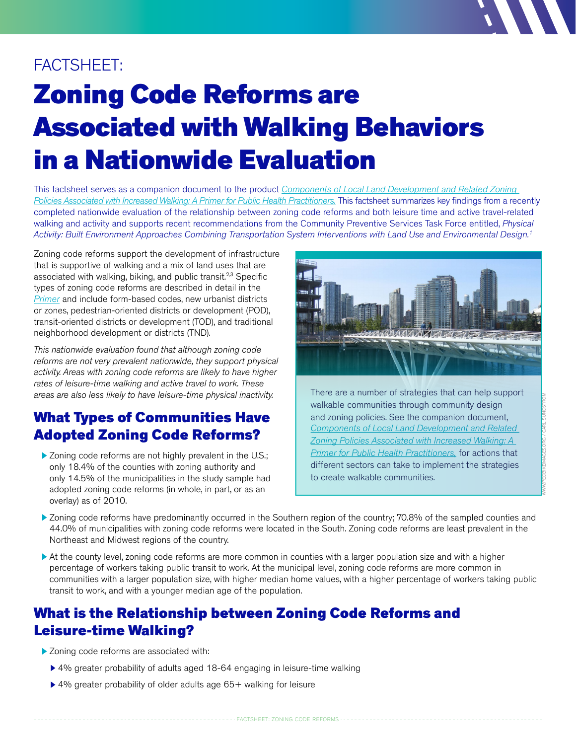FACTSHEET:

# Zoning Code Reforms are Associated with Walking Behaviors in a Nationwide Evaluation

This factsheet serves as a companion document to the product *Components of Local Land Development and Related Zoning Policies Associated with Increased Walking: A Primer for Public Health Practitioners.* This factsheet summarizes key findings from a recently completed nationwide evaluation of the relationship between zoning code reforms and both leisure time and active travel-related walking and activity and supports recent recommendations from the Community Preventive Services Task Force entitled, *Physical Activity: Built Environment Approaches Combining Transportation System Interventions with Land Use and Environmental Design.*[1]

Zoning code reforms support the development of infrastructure that is supportive of walking and a mix of land uses that are associated with walking, biking, and public transit.[2,3] Specific types of zoning code reforms are described in detail in the *Primer* and include form-based codes, new urbanist districts or zones, pedestrian-oriented districts or development (POD), transit-oriented districts or development (TOD), and traditional neighborhood development or districts (TND).

*This nationwide evaluation found that although zoning code reforms are not very prevalent nationwide, they support physical activity. Areas with zoning code reforms are likely to have higher rates of leisure-time walking and active travel to work. These areas are also less likely to have leisure-time physical inactivity.*

There are a number of strategies that can help support walkable communities through community design and zoning policies. See the companion document, *Components of Local Land Development and Related Zoning Policies Associated with Increased Walking: A Primer for Public Health Practitioners,* for actions that different sectors can take to implement the strategies to create walkable communities.

WWW.PEDBIKEIMAGES.ORG / CARL SUNDSTROM

## What Types of Communities Have Adopted Zoning Code Reforms?

- Zoning code reforms are not highly prevalent in the U.S.; only 18.4% of the counties with zoning authority and only 14.5% of the municipalities in the study sample had adopted zoning code reforms (in whole, in part, or as an overlay) as of 2010.
- Zoning code reforms have predominantly occurred in the Southern region of the country; 70.8% of the sampled counties and 44.0% of municipalities with zoning code reforms were located in the South. Zoning code reforms are least prevalent in the Northeast and Midwest regions of the country.
- At the county level, zoning code reforms are more common in counties with a larger population size and with a higher percentage of workers taking public transit to work. At the municipal level, zoning code reforms are more common in communities with a larger population size, with higher median home values, with a higher percentage of workers taking public transit to work, and with a younger median age of the population.

## What is the Relationship between Zoning Code Reforms and Leisure-time Walking?

- Zoning code reforms are associated with:
  - 4% greater probability of adults aged 18-64 engaging in leisure-time walking
  - 4% greater probability of older adults age 65+ walking for leisure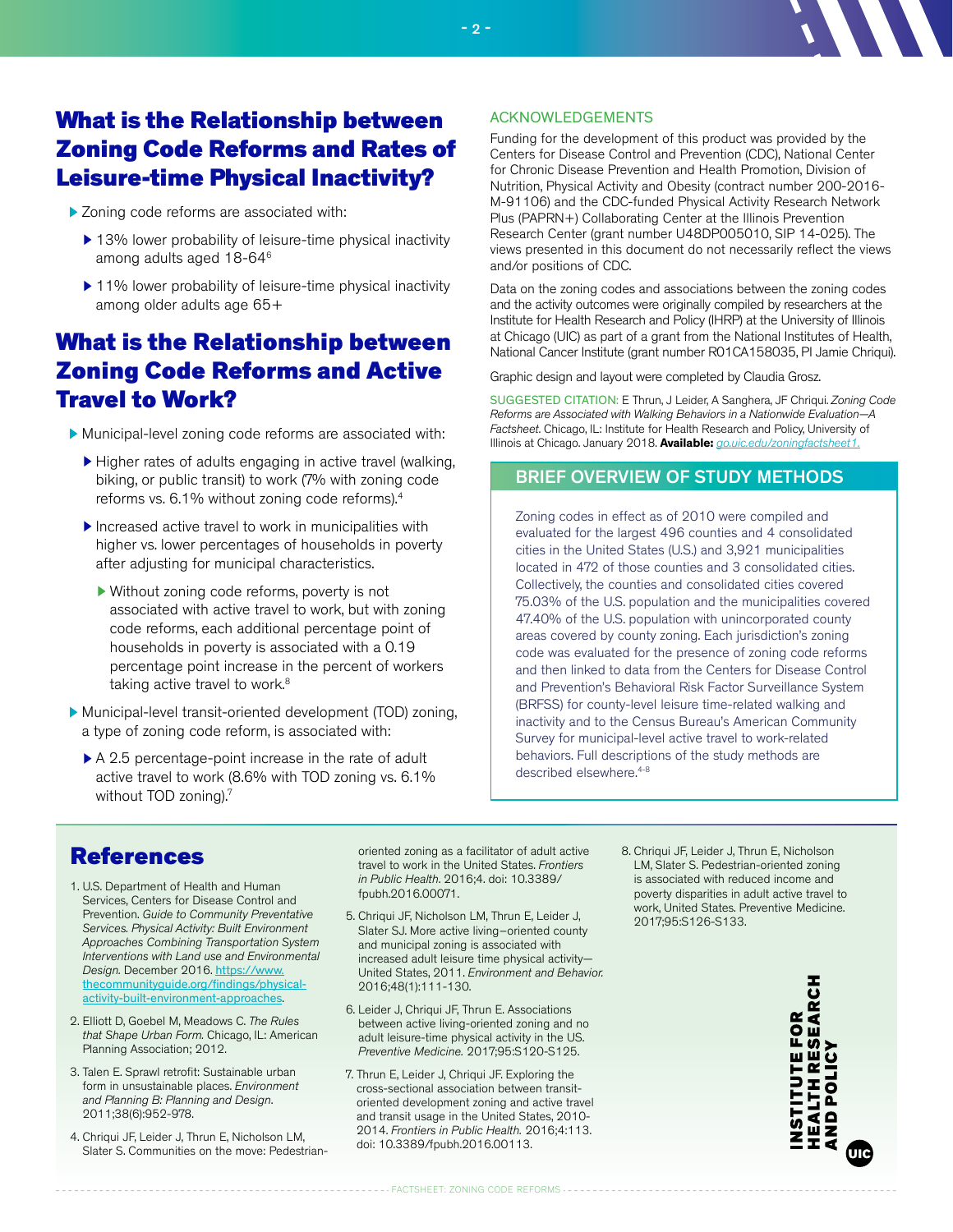## What is the Relationship between Zoning Code Reforms and Rates of Leisure-time Physical Inactivity?

- Zoning code reforms are associated with:
  - 13% lower probability of leisure-time physical inactivity among adults aged 18-64[6]
  - 11% lower probability of leisure-time physical inactivity among older adults age 65+

## What is the Relationship between Zoning Code Reforms and Active Travel to Work?

- Municipal-level zoning code reforms are associated with:
  - Higher rates of adults engaging in active travel (walking, biking, or public transit) to work (7% with zoning code reforms vs. 6.1% without zoning code reforms).[4]
  - Increased active travel to work in municipalities with higher vs. lower percentages of households in poverty after adjusting for municipal characteristics.
    - Without zoning code reforms, poverty is not associated with active travel to work, but with zoning code reforms, each additional percentage point of households in poverty is associated with a 0.19 percentage point increase in the percent of workers taking active travel to work.[8]
- Municipal-level transit-oriented development (TOD) zoning, a type of zoning code reform, is associated with:
  - A 2.5 percentage-point increase in the rate of adult active travel to work (8.6% with TOD zoning vs. 6.1% without TOD zoning).[7]

### ACKNOWLEDGEMENTS

Funding for the development of this product was provided by the Centers for Disease Control and Prevention (CDC), National Center for Chronic Disease Prevention and Health Promotion, Division of Nutrition, Physical Activity and Obesity (contract number 200-2016-M-91106) and the CDC-funded Physical Activity Research Network Plus (PAPRN+) Collaborating Center at the Illinois Prevention Research Center (grant number U48DP005010, SIP 14-025). The views presented in this document do not necessarily reflect the views and/or positions of CDC.

Data on the zoning codes and associations between the zoning codes and the activity outcomes were originally compiled by researchers at the Institute for Health Research and Policy (IHRP) at the University of Illinois at Chicago (UIC) as part of a grant from the National Institutes of Health, National Cancer Institute (grant number R01CA158035, PI Jamie Chriqui).

Graphic design and layout were completed by Claudia Grosz.

SUGGESTED CITATION: E Thrun, J Leider, A Sanghera, JF Chriqui. *Zoning Code Reforms are Associated with Walking Behaviors in a Nationwide Evaluation—A Factsheet.* Chicago, IL: Institute for Health Research and Policy, University of Illinois at Chicago. January 2018. **Available:** go.uic.edu/zoningfactsheet1.

### BRIEF OVERVIEW OF STUDY METHODS

Zoning codes in effect as of 2010 were compiled and evaluated for the largest 496 counties and 4 consolidated cities in the United States (U.S.) and 3,921 municipalities located in 472 of those counties and 3 consolidated cities. Collectively, the counties and consolidated cities covered 75.03% of the U.S. population and the municipalities covered 47.40% of the U.S. population with unincorporated county areas covered by county zoning. Each jurisdiction's zoning code was evaluated for the presence of zoning code reforms and then linked to data from the Centers for Disease Control and Prevention's Behavioral Risk Factor Surveillance System (BRFSS) for county-level leisure time-related walking and inactivity and to the Census Bureau's American Community Survey for municipal-level active travel to work-related behaviors. Full descriptions of the study methods are described elsewhere.[4-8]

## References

1. U.S. Department of Health and Human Services, Centers for Disease Control and Prevention. *Guide to Community Preventative Services. Physical Activity: Built Environment Approaches Combining Transportation System Interventions with Land use and Environmental Design.* December 2016. https://www.thecommunityguide.org/findings/physical-activity-built-environment-approaches.
2. Elliott D, Goebel M, Meadows C. *The Rules that Shape Urban Form.* Chicago, IL: American Planning Association; 2012.
3. Talen E. Sprawl retrofit: Sustainable urban form in unsustainable places. *Environment and Planning B: Planning and Design.* 2011;38(6):952-978.
4. Chriqui JF, Leider J, Thrun E, Nicholson LM, Slater S. Communities on the move: Pedestrian-oriented zoning as a facilitator of adult active travel to work in the United States. *Frontiers in Public Health.* 2016;4. doi: 10.3389/fpubh.2016.00071.
5. Chriqui JF, Nicholson LM, Thrun E, Leider J, Slater SJ. More active living–oriented county and municipal zoning is associated with increased adult leisure time physical activity—United States, 2011. *Environment and Behavior.* 2016;48(1):111-130.
6. Leider J, Chriqui JF, Thrun E. Associations between active living-oriented zoning and no adult leisure-time physical activity in the US. *Preventive Medicine.* 2017;95:S120-S125.
7. Thrun E, Leider J, Chriqui JF. Exploring the cross-sectional association between transit-oriented development zoning and active travel and transit usage in the United States, 2010-2014. *Frontiers in Public Health.* 2016;4:113. doi: 10.3389/fpubh.2016.00113.
8. Chriqui JF, Leider J, Thrun E, Nicholson LM, Slater S. Pedestrian-oriented zoning is associated with reduced income and poverty disparities in adult active travel to work, United States. Preventive Medicine. 2017;95:S126-S133.

INSTITUTE FOR HEALTH RESEARCH AND POLICY
UIC